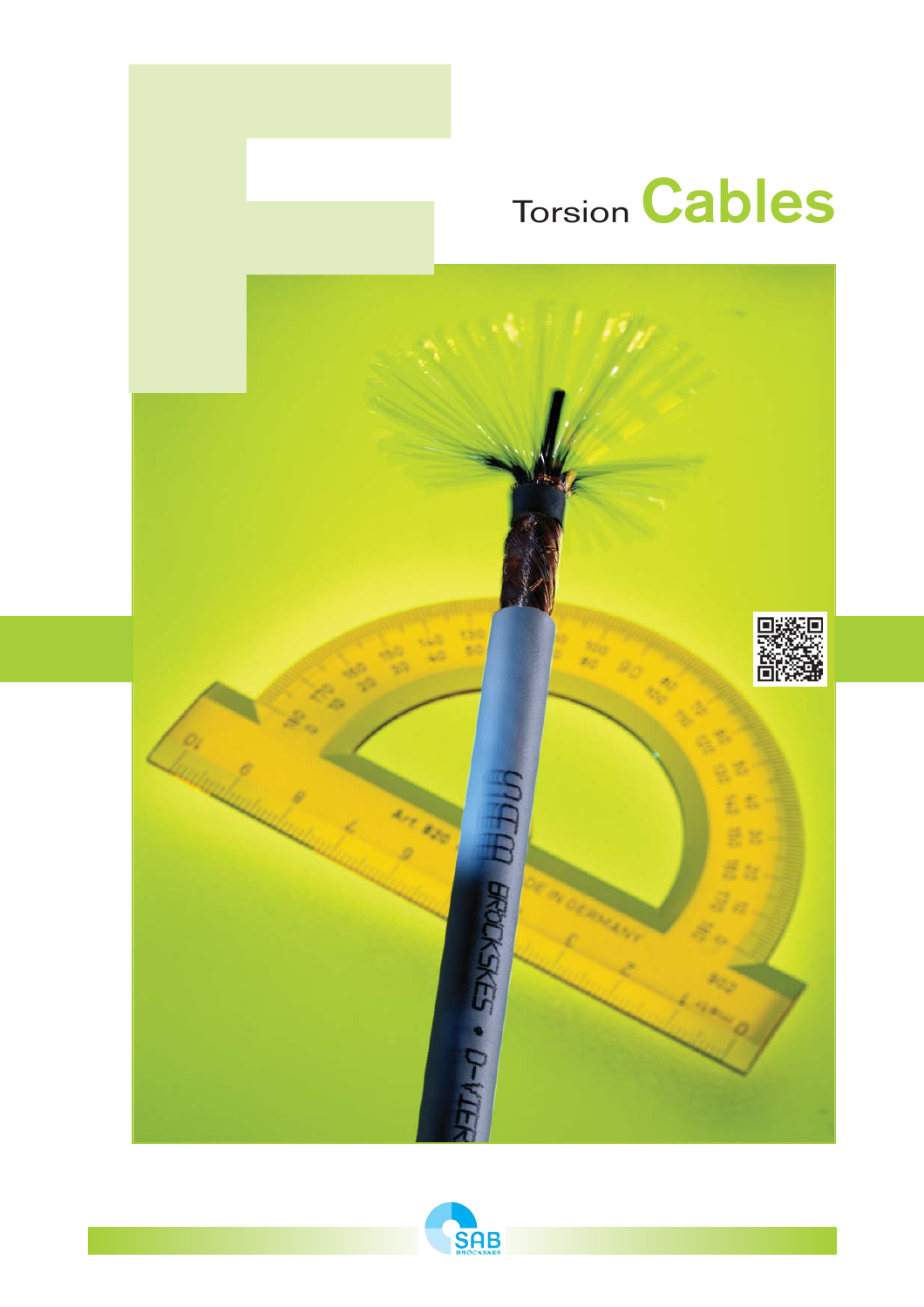# F

# Torsion Cables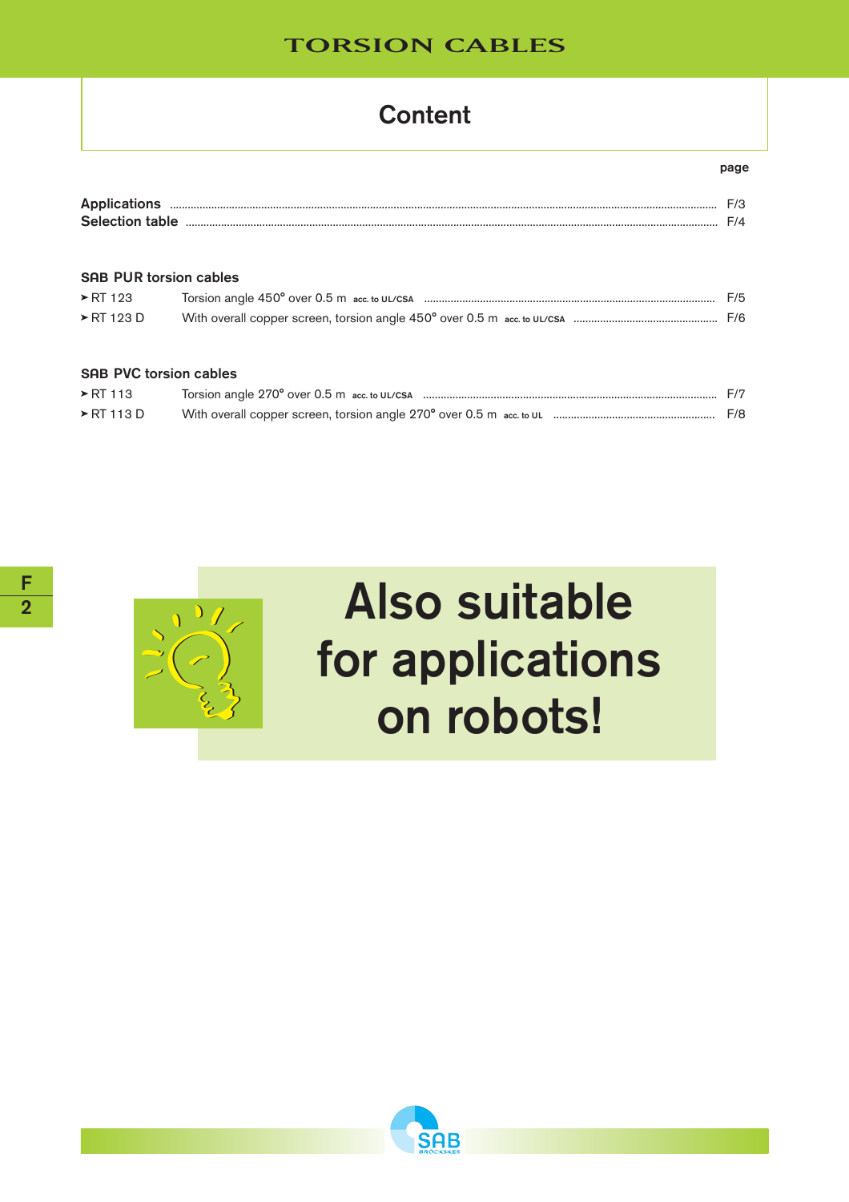# Content

| | | page |
|---|---|---|
| Applications | | F/3 |
| Selection table | | F/4 |

### SAB PUR torsion cables

| | | |
|---|---|---|
| ➤ RT 123 | Torsion angle 450° over 0.5 m acc. to UL/CSA | F/5 |
| ➤ RT 123 D | With overall copper screen, torsion angle 450° over 0.5 m acc. to UL/CSA | F/6 |

### SAB PVC torsion cables

| | | |
|---|---|---|
| ➤ RT 113 | Torsion angle 270° over 0.5 m acc. to UL/CSA | F/7 |
| ➤ RT 113 D | With overall copper screen, torsion angle 270° over 0.5 m acc. to UL | F/8 |

**Also suitable for applications on robots!**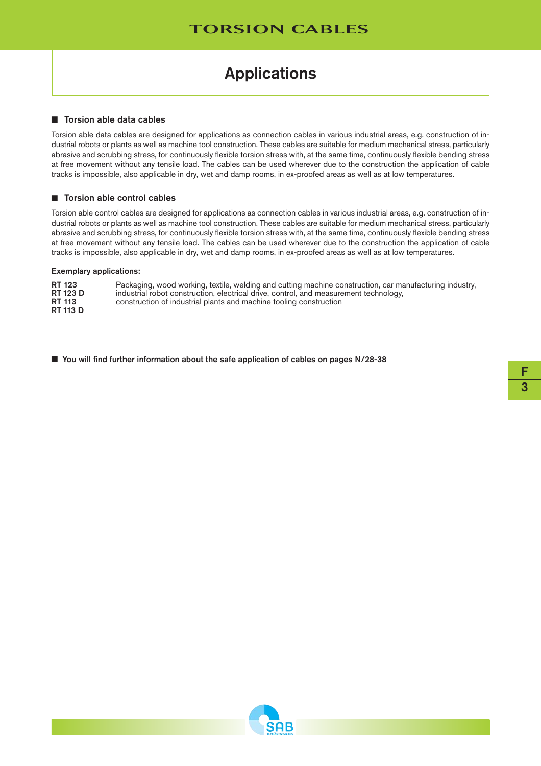# Applications

## Torsion able data cables

Torsion able data cables are designed for applications as connection cables in various industrial areas, e.g. construction of industrial robots or plants as well as machine tool construction. These cables are suitable for medium mechanical stress, particularly abrasive and scrubbing stress, for continuously flexible torsion stress with, at the same time, continuously flexible bending stress at free movement without any tensile load. The cables can be used wherever due to the construction the application of cable tracks is impossible, also applicable in dry, wet and damp rooms, in ex-proofed areas as well as at low temperatures.

## Torsion able control cables

Torsion able control cables are designed for applications as connection cables in various industrial areas, e.g. construction of industrial robots or plants as well as machine tool construction. These cables are suitable for medium mechanical stress, particularly abrasive and scrubbing stress, for continuously flexible torsion stress with, at the same time, continuously flexible bending stress at free movement without any tensile load. The cables can be used wherever due to the construction the application of cable tracks is impossible, also applicable in dry, wet and damp rooms, in ex-proofed areas as well as at low temperatures.

**Exemplary applications:**

| | |
|---|---|
| **RT 123**<br>**RT 123 D**<br>**RT 113**<br>**RT 113 D** | Packaging, wood working, textile, welding and cutting machine construction, car manufacturing industry, industrial robot construction, electrical drive, control, and measurement technology, construction of industrial plants and machine tooling construction |

**You will find further information about the safe application of cables on pages N/28-38**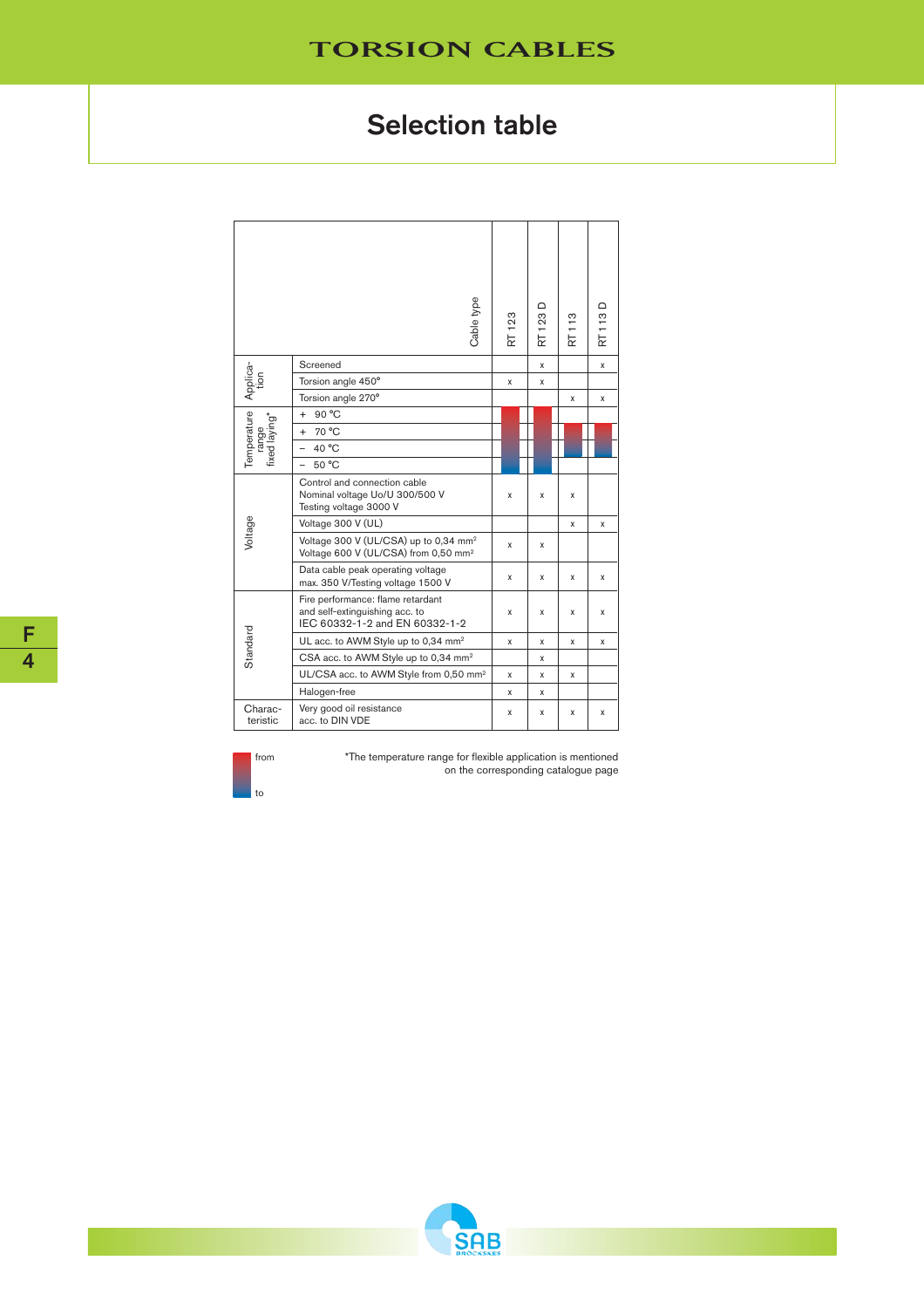## Selection table

| | Cable type | RT 123 | RT 123 D | RT 113 | RT 113 D |
|---|---|---|---|---|---|
| Application | Screened | | x | | x |
| | Torsion angle 450° | x | x | | |
| | Torsion angle 270° | | | x | x |
| Temperature range fixed laying* | + 90 °C | from | from | | |
| | + 70 °C | │ | │ | from | from |
| | – 40 °C | │ | │ | to | to |
| | – 50 °C | to | to | | |
| Voltage | Control and connection cable<br>Nominal voltage Uo/U 300/500 V<br>Testing voltage 3000 V | x | x | x | |
| | Voltage 300 V (UL) | | | x | x |
| | Voltage 300 V (UL/CSA) up to 0,34 mm²<br>Voltage 600 V (UL/CSA) from 0,50 mm² | x | x | | |
| | Data cable peak operating voltage<br>max. 350 V/Testing voltage 1500 V | x | x | x | x |
| Standard | Fire performance: flame retardant and self-extinguishing acc. to IEC 60332-1-2 and EN 60332-1-2 | x | x | x | x |
| | UL acc. to AWM Style up to 0,34 mm² | x | x | x | x |
| | CSA acc. to AWM Style up to 0,34 mm² | | x | | |
| | UL/CSA acc. to AWM Style from 0,50 mm² | x | x | x | |
| | Halogen-free | x | x | | |
| Characteristic | Very good oil resistance acc. to DIN VDE | x | x | x | x |

from / to (colour bar legend)

*The temperature range for flexible application is mentioned on the corresponding catalogue page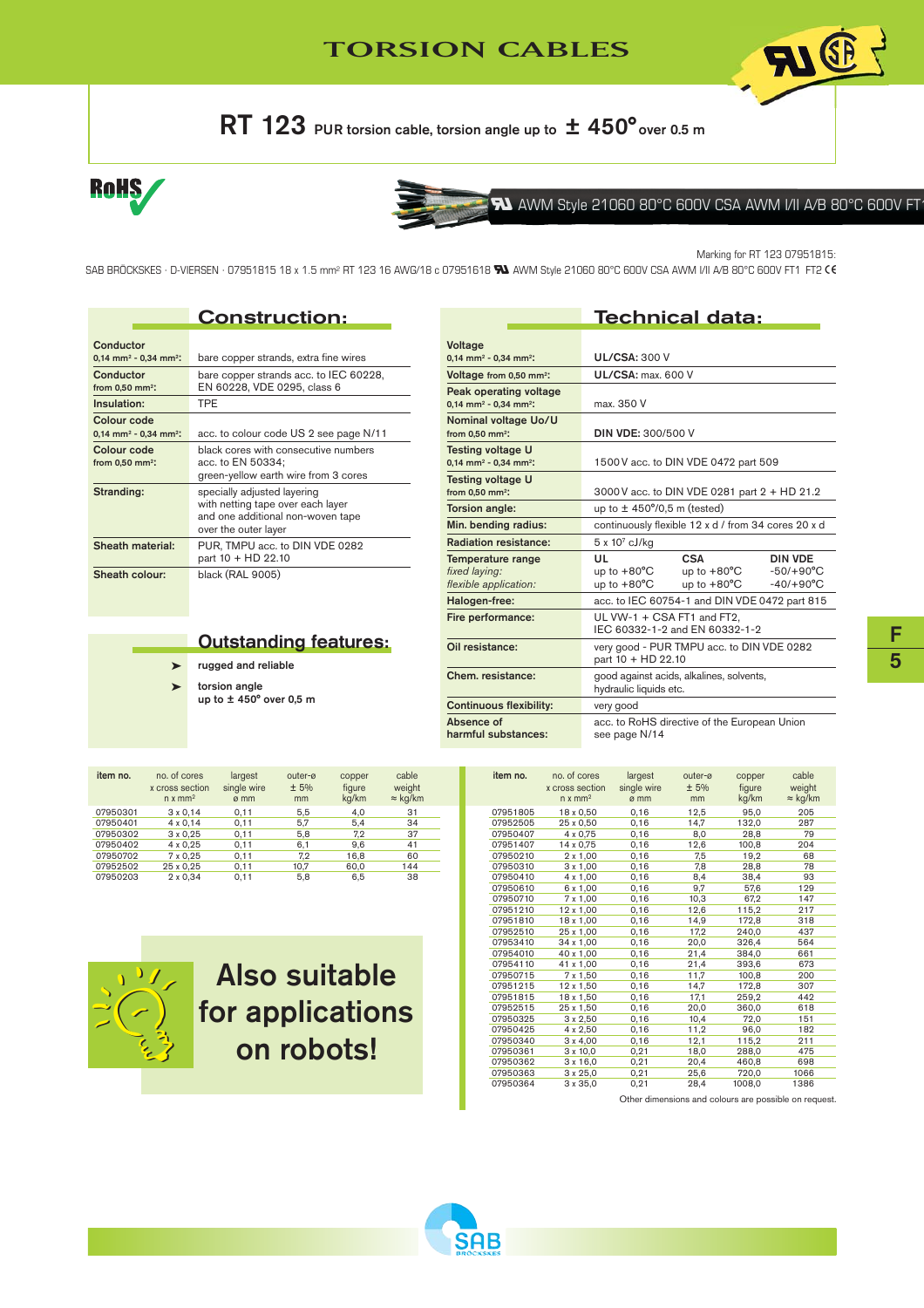# TORSION CABLES

## RT 123 PUR torsion cable, torsion angle up to ± 450° over 0.5 m

RoHS

AWM Style 21060 80°C 600V CSA AWM I/II A/B 80°C 600V FT

Marking for RT 123 07951815:

SAB BRÖCKSKES · D-VIERSEN · 07951815 18 x 1.5 mm² RT 123 16 AWG/18 c 07951618 AWM Style 21060 80°C 600V CSA AWM I/II A/B 80°C 600V FT1 FT2 CE

## Construction:

| | |
|---|---|
| **Conductor** 0,14 mm² - 0,34 mm²: | bare copper strands, extra fine wires |
| **Conductor** from 0,50 mm²: | bare copper strands acc. to IEC 60228, EN 60228, VDE 0295, class 6 |
| **Insulation:** | TPE |
| **Colour code** 0,14 mm² - 0,34 mm²: | acc. to colour code US 2 see page N/11 |
| **Colour code** from 0,50 mm²: | black cores with consecutive numbers acc. to EN 50334; green-yellow earth wire from 3 cores |
| **Stranding:** | specially adjusted layering with netting tape over each layer and one additional non-woven tape over the outer layer |
| **Sheath material:** | PUR, TMPU acc. to DIN VDE 0282 part 10 + HD 22.10 |
| **Sheath colour:** | black (RAL 9005) |

## Outstanding features:

- rugged and reliable
- torsion angle up to ± 450° over 0,5 m

## Technical data:

| | | | |
|---|---|---|---|
| **Voltage** 0,14 mm² - 0,34 mm²: | **UL/CSA:** 300 V | | |
| **Voltage** from 0,50 mm²: | **UL/CSA:** max. 600 V | | |
| **Peak operating voltage** 0,14 mm² - 0,34 mm²: | max. 350 V | | |
| **Nominal voltage Uo/U** from 0,50 mm²: | **DIN VDE:** 300/500 V | | |
| **Testing voltage U** 0,14 mm² - 0,34 mm²: | 1500 V acc. to DIN VDE 0472 part 509 | | |
| **Testing voltage U** from 0,50 mm²: | 3000 V acc. to DIN VDE 0281 part 2 + HD 21.2 | | |
| **Torsion angle:** | up to ± 450°/0,5 m (tested) | | |
| **Min. bending radius:** | continuously flexible 12 x d / from 34 cores 20 x d | | |
| **Radiation resistance:** | 5 x 10⁷ cJ/kg | | |
| **Temperature range** | UL | CSA | DIN VDE |
| *fixed laying:* | up to +80°C | up to +80°C | -50/+90°C |
| *flexible application:* | up to +80°C | up to +80°C | -40/+90°C |
| **Halogen-free:** | acc. to IEC 60754-1 and DIN VDE 0472 part 815 | | |
| **Fire performance:** | UL VW-1 + CSA FT1 and FT2, IEC 60332-1-2 and EN 60332-1-2 | | |
| **Oil resistance:** | very good - PUR TMPU acc. to DIN VDE 0282 part 10 + HD 22.10 | | |
| **Chem. resistance:** | good against acids, alkalines, solvents, hydraulic liquids etc. | | |
| **Continuous flexibility:** | very good | | |
| **Absence of harmful substances:** | acc. to RoHS directive of the European Union see page N/14 | | |

| item no. | no. of cores x cross section n x mm² | largest single wire ø mm | outer-ø ± 5% mm | copper figure kg/km | cable weight ≈ kg/km |
|---|---|---|---|---|---|
| 07950301 | 3 x 0,14 | 0,11 | 5,5 | 4,0 | 31 |
| 07950401 | 4 x 0,14 | 0,11 | 5,7 | 5,4 | 34 |
| 07950302 | 3 x 0,25 | 0,11 | 5,8 | 7,2 | 37 |
| 07950402 | 4 x 0,25 | 0,11 | 6,1 | 9,6 | 41 |
| 07950702 | 7 x 0,25 | 0,11 | 7,2 | 16,8 | 60 |
| 07952502 | 25 x 0,25 | 0,11 | 10,7 | 60,0 | 144 |
| 07950203 | 2 x 0,34 | 0,11 | 5,8 | 6,5 | 38 |

| item no. | no. of cores x cross section n x mm² | largest single wire ø mm | outer-ø ± 5% mm | copper figure kg/km | cable weight ≈ kg/km |
|---|---|---|---|---|---|
| 07951805 | 18 x 0,50 | 0,16 | 12,5 | 95,0 | 205 |
| 07952505 | 25 x 0,50 | 0,16 | 14,7 | 132,0 | 287 |
| 07950407 | 4 x 0,75 | 0,16 | 8,0 | 28,8 | 79 |
| 07951407 | 14 x 0,75 | 0,16 | 12,6 | 100,8 | 204 |
| 07950210 | 2 x 1,00 | 0,16 | 7,5 | 19,2 | 68 |
| 07950310 | 3 x 1,00 | 0,16 | 7,8 | 28,8 | 78 |
| 07950410 | 4 x 1,00 | 0,16 | 8,4 | 38,4 | 93 |
| 07950610 | 6 x 1,00 | 0,16 | 9,7 | 57,6 | 129 |
| 07950710 | 7 x 1,00 | 0,16 | 10,3 | 67,2 | 147 |
| 07951210 | 12 x 1,00 | 0,16 | 12,6 | 115,2 | 217 |
| 07951810 | 18 x 1,00 | 0,16 | 14,9 | 172,8 | 318 |
| 07952510 | 25 x 1,00 | 0,16 | 17,2 | 240,0 | 437 |
| 07953410 | 34 x 1,00 | 0,16 | 20,0 | 326,4 | 564 |
| 07954010 | 40 x 1,00 | 0,16 | 21,4 | 384,0 | 661 |
| 07954110 | 41 x 1,00 | 0,16 | 21,4 | 393,6 | 673 |
| 07950715 | 7 x 1,50 | 0,16 | 11,7 | 100,8 | 200 |
| 07951215 | 12 x 1,50 | 0,16 | 14,7 | 172,8 | 307 |
| 07951815 | 18 x 1,50 | 0,16 | 17,1 | 259,2 | 442 |
| 07952515 | 25 x 1,50 | 0,16 | 20,0 | 360,0 | 618 |
| 07950325 | 3 x 2,50 | 0,16 | 10,4 | 72,0 | 151 |
| 07950425 | 4 x 2,50 | 0,16 | 11,2 | 96,0 | 182 |
| 07950340 | 3 x 4,00 | 0,16 | 12,1 | 115,2 | 211 |
| 07950361 | 3 x 10,0 | 0,21 | 18,0 | 288,0 | 475 |
| 07950362 | 3 x 16,0 | 0,21 | 20,4 | 460,8 | 698 |
| 07950363 | 3 x 25,0 | 0,21 | 25,6 | 720,0 | 1066 |
| 07950364 | 3 x 35,0 | 0,21 | 28,4 | 1008,0 | 1386 |

Other dimensions and colours are possible on request.

**Also suitable for applications on robots!**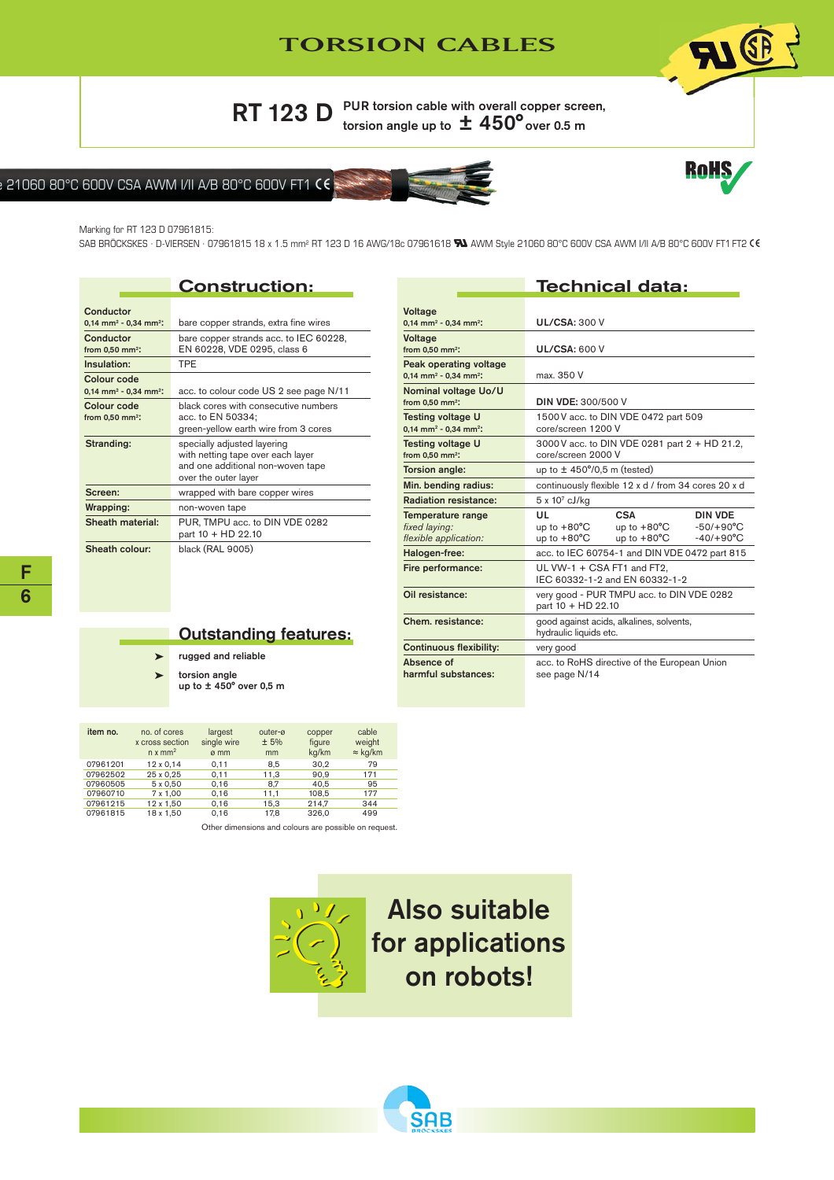# TORSION CABLES

## RT 123 D

PUR torsion cable with overall copper screen, torsion angle up to ± 450° over 0.5 m

Marking for RT 123 D 07961815:

SAB BRÖCKSKES · D-VIERSEN · 07961815 18 x 1.5 mm² RT 123 D 16 AWG/18c 07961618 AWM Style 21060 80°C 600V CSA AWM I/II A/B 80°C 600V FT1 FT2 CE

## Construction:

| | |
|---|---|
| **Conductor** 0,14 mm² - 0,34 mm²: | bare copper strands, extra fine wires |
| **Conductor** from 0,50 mm²: | bare copper strands acc. to IEC 60228, EN 60228, VDE 0295, class 6 |
| **Insulation:** | TPE |
| **Colour code** 0,14 mm² - 0,34 mm²: | acc. to colour code US 2 see page N/11 |
| **Colour code** from 0,50 mm²: | black cores with consecutive numbers acc. to EN 50334; green-yellow earth wire from 3 cores |
| **Stranding:** | specially adjusted layering with netting tape over each layer and one additional non-woven tape over the outer layer |
| **Screen:** | wrapped with bare copper wires |
| **Wrapping:** | non-woven tape |
| **Sheath material:** | PUR, TMPU acc. to DIN VDE 0282 part 10 + HD 22.10 |
| **Sheath colour:** | black (RAL 9005) |

## Outstanding features:

- rugged and reliable
- torsion angle up to ± 450° over 0,5 m

## Technical data:

| | |
|---|---|
| **Voltage** 0,14 mm² - 0,34 mm²: | **UL/CSA:** 300 V |
| **Voltage** from 0,50 mm²: | **UL/CSA:** 600 V |
| **Peak operating voltage** 0,14 mm² - 0,34 mm²: | max. 350 V |
| **Nominal voltage Uo/U** from 0,50 mm²: | **DIN VDE:** 300/500 V |
| **Testing voltage U** 0,14 mm² - 0,34 mm²: | 1500 V acc. to DIN VDE 0472 part 509 core/screen 1200 V |
| **Testing voltage U** from 0,50 mm²: | 3000 V acc. to DIN VDE 0281 part 2 + HD 21.2, core/screen 2000 V |
| **Torsion angle:** | up to ± 450°/0,5 m (tested) |
| **Min. bending radius:** | continuously flexible 12 x d / from 34 cores 20 x d |
| **Radiation resistance:** | 5 x 10⁷ cJ/kg |
| **Temperature range** *fixed laying:* *flexible application:* | **UL** up to +80°C, up to +80°C; **CSA** up to +80°C, up to +80°C; **DIN VDE** -50/+90°C, -40/+90°C |
| **Halogen-free:** | acc. to IEC 60754-1 and DIN VDE 0472 part 815 |
| **Fire performance:** | UL VW-1 + CSA FT1 and FT2, IEC 60332-1-2 and EN 60332-1-2 |
| **Oil resistance:** | very good - PUR TMPU acc. to DIN VDE 0282 part 10 + HD 22.10 |
| **Chem. resistance:** | good against acids, alkalines, solvents, hydraulic liquids etc. |
| **Continuous flexibility:** | very good |
| **Absence of harmful substances:** | acc. to RoHS directive of the European Union see page N/14 |

| item no. | no. of cores x cross section n x mm² | largest single wire ø mm | outer-ø ± 5% mm | copper figure kg/km | cable weight ≈ kg/km |
|---|---|---|---|---|---|
| 07961201 | 12 x 0,14 | 0,11 | 8,5 | 30,2 | 79 |
| 07962502 | 25 x 0,25 | 0,11 | 11,3 | 90,9 | 171 |
| 07960505 | 5 x 0,50 | 0,16 | 8,7 | 40,5 | 95 |
| 07960710 | 7 x 1,00 | 0,16 | 11,1 | 108,5 | 177 |
| 07961215 | 12 x 1,50 | 0,16 | 15,3 | 214,7 | 344 |
| 07961815 | 18 x 1,50 | 0,16 | 17,8 | 326,0 | 499 |

Other dimensions and colours are possible on request.

**Also suitable for applications on robots!**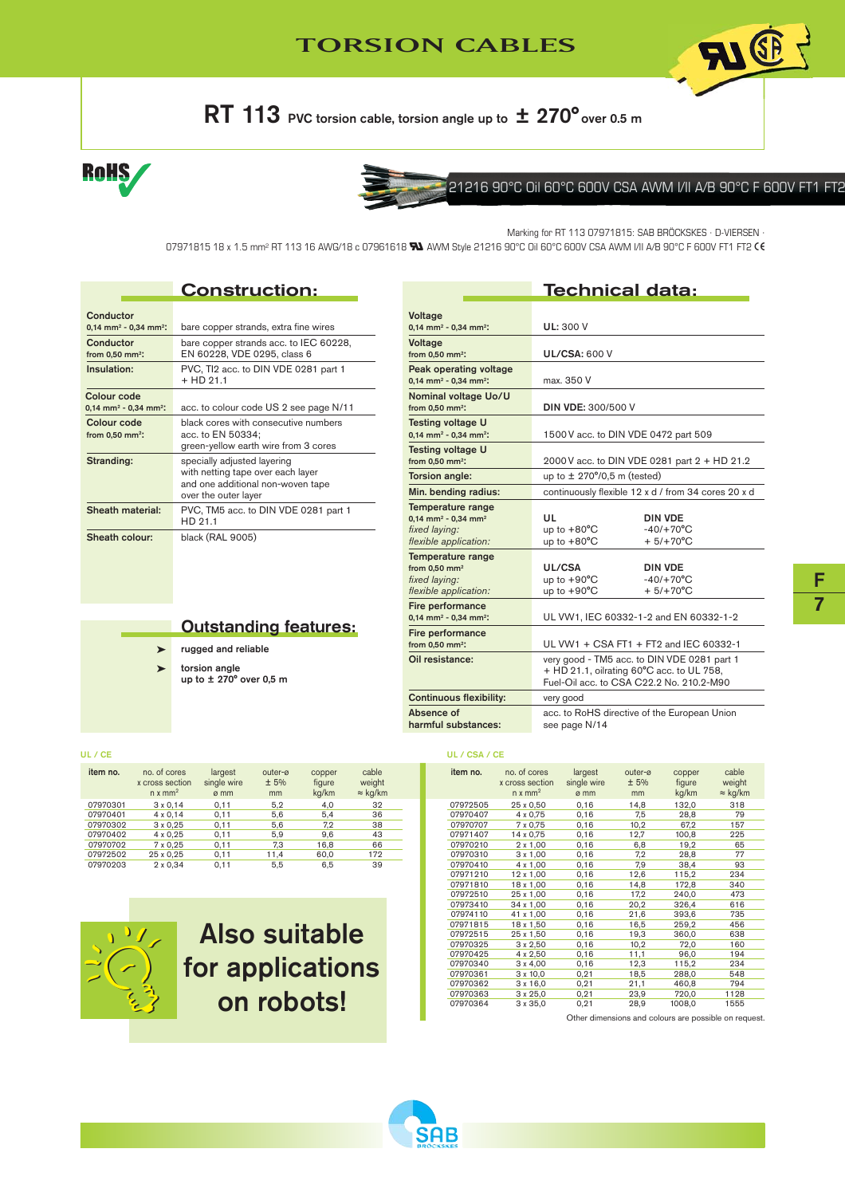# TORSION CABLES

## RT 113 PVC torsion cable, torsion angle up to ± 270° over 0.5 m

RoHS

21216 90°C Oil 60°C 600V CSA AWM I/II A/B 90°C F 600V FT1 FT2

Marking for RT 113 07971815: SAB BRÖCKSKES · D-VIERSEN · 07971815 18 x 1.5 mm² RT 113 16 AWG/18 c 07961618 AWM Style 21216 90°C Oil 60°C 600V CSA AWM I/II A/B 90°C F 600V FT1 FT2 CE

## Construction:

| | |
|---|---|
| **Conductor** 0,14 mm² - 0,34 mm²: | bare copper strands, extra fine wires |
| **Conductor** from 0,50 mm²: | bare copper strands acc. to IEC 60228, EN 60228, VDE 0295, class 6 |
| **Insulation:** | PVC, TI2 acc. to DIN VDE 0281 part 1 + HD 21.1 |
| **Colour code** 0,14 mm² - 0,34 mm²: | acc. to colour code US 2 see page N/11 |
| **Colour code** from 0,50 mm²: | black cores with consecutive numbers acc. to EN 50334; green-yellow earth wire from 3 cores |
| **Stranding:** | specially adjusted layering with netting tape over each layer and one additional non-woven tape over the outer layer |
| **Sheath material:** | PVC, TM5 acc. to DIN VDE 0281 part 1 HD 21.1 |
| **Sheath colour:** | black (RAL 9005) |

## Outstanding features:

- rugged and reliable
- torsion angle up to ± 270° over 0,5 m

## Technical data:

| | |
|---|---|
| **Voltage** 0,14 mm² - 0,34 mm²: | **UL:** 300 V |
| **Voltage** from 0,50 mm²: | **UL/CSA:** 600 V |
| **Peak operating voltage** 0,14 mm² - 0,34 mm²: | max. 350 V |
| **Nominal voltage Uo/U** from 0,50 mm²: | **DIN VDE:** 300/500 V |
| **Testing voltage U** 0,14 mm² - 0,34 mm²: | 1500 V acc. to DIN VDE 0472 part 509 |
| **Testing voltage U** from 0,50 mm²: | 2000 V acc. to DIN VDE 0281 part 2 + HD 21.2 |
| **Torsion angle:** | up to ± 270°/0,5 m (tested) |
| **Min. bending radius:** | continuously flexible 12 x d / from 34 cores 20 x d |
| **Temperature range** 0,14 mm² - 0,34 mm² *fixed laying:* *flexible application:* | **UL** up to +80°C, up to +80°C; **DIN VDE** -40/+70°C, + 5/+70°C |
| **Temperature range** from 0,50 mm² *fixed laying:* *flexible application:* | **UL/CSA** up to +90°C, up to +90°C; **DIN VDE** -40/+70°C, + 5/+70°C |
| **Fire performance** 0,14 mm² - 0,34 mm²: | UL VW1, IEC 60332-1-2 and EN 60332-1-2 |
| **Fire performance** from 0,50 mm²: | UL VW1 + CSA FT1 + FT2 and IEC 60332-1 |
| **Oil resistance:** | very good - TM5 acc. to DIN VDE 0281 part 1 + HD 21.1, oilrating 60°C acc. to UL 758, Fuel-Oil acc. to CSA C22.2 No. 210.2-M90 |
| **Continuous flexibility:** | very good |
| **Absence of harmful substances:** | acc. to RoHS directive of the European Union see page N/14 |

**UL / CE**

| item no. | no. of cores x cross section n x mm² | largest single wire ø mm | outer-ø ± 5% mm | copper figure kg/km | cable weight ≈ kg/km |
|---|---|---|---|---|---|
| 07970301 | 3 x 0,14 | 0,11 | 5,2 | 4,0 | 32 |
| 07970401 | 4 x 0,14 | 0,11 | 5,6 | 5,4 | 36 |
| 07970302 | 3 x 0,25 | 0,11 | 5,6 | 7,2 | 38 |
| 07970402 | 4 x 0,25 | 0,11 | 5,9 | 9,6 | 43 |
| 07970702 | 7 x 0,25 | 0,11 | 7,3 | 16,8 | 66 |
| 07972502 | 25 x 0,25 | 0,11 | 11,4 | 60,0 | 172 |
| 07970203 | 2 x 0,34 | 0,11 | 5,5 | 6,5 | 39 |

**UL / CSA / CE**

| item no. | no. of cores x cross section n x mm² | largest single wire ø mm | outer-ø ± 5% mm | copper figure kg/km | cable weight ≈ kg/km |
|---|---|---|---|---|---|
| 07972505 | 25 x 0,50 | 0,16 | 14,8 | 132,0 | 318 |
| 07970407 | 4 x 0,75 | 0,16 | 7,5 | 28,8 | 79 |
| 07970707 | 7 x 0,75 | 0,16 | 10,2 | 67,2 | 157 |
| 07971407 | 14 x 0,75 | 0,16 | 12,7 | 100,8 | 225 |
| 07970210 | 2 x 1,00 | 0,16 | 6,8 | 19,2 | 65 |
| 07970310 | 3 x 1,00 | 0,16 | 7,2 | 28,8 | 77 |
| 07970410 | 4 x 1,00 | 0,16 | 7,9 | 38,4 | 93 |
| 07971210 | 12 x 1,00 | 0,16 | 12,6 | 115,2 | 234 |
| 07971810 | 18 x 1,00 | 0,16 | 14,8 | 172,8 | 340 |
| 07972510 | 25 x 1,00 | 0,16 | 17,2 | 240,0 | 473 |
| 07973410 | 34 x 1,00 | 0,16 | 20,2 | 326,4 | 616 |
| 07974110 | 41 x 1,00 | 0,16 | 21,6 | 393,6 | 735 |
| 07971815 | 18 x 1,50 | 0,16 | 16,5 | 259,2 | 456 |
| 07972515 | 25 x 1,50 | 0,16 | 19,3 | 360,0 | 638 |
| 07970325 | 3 x 2,50 | 0,16 | 10,2 | 72,0 | 160 |
| 07970425 | 4 x 2,50 | 0,16 | 11,1 | 96,0 | 194 |
| 07970340 | 3 x 4,00 | 0,16 | 12,3 | 115,2 | 234 |
| 07970361 | 3 x 10,0 | 0,21 | 18,5 | 288,0 | 548 |
| 07970362 | 3 x 16,0 | 0,21 | 21,1 | 460,8 | 794 |
| 07970363 | 3 x 25,0 | 0,21 | 23,9 | 720,0 | 1128 |
| 07970364 | 3 x 35,0 | 0,21 | 28,9 | 1008,0 | 1555 |

Other dimensions and colours are possible on request.

**Also suitable for applications on robots!**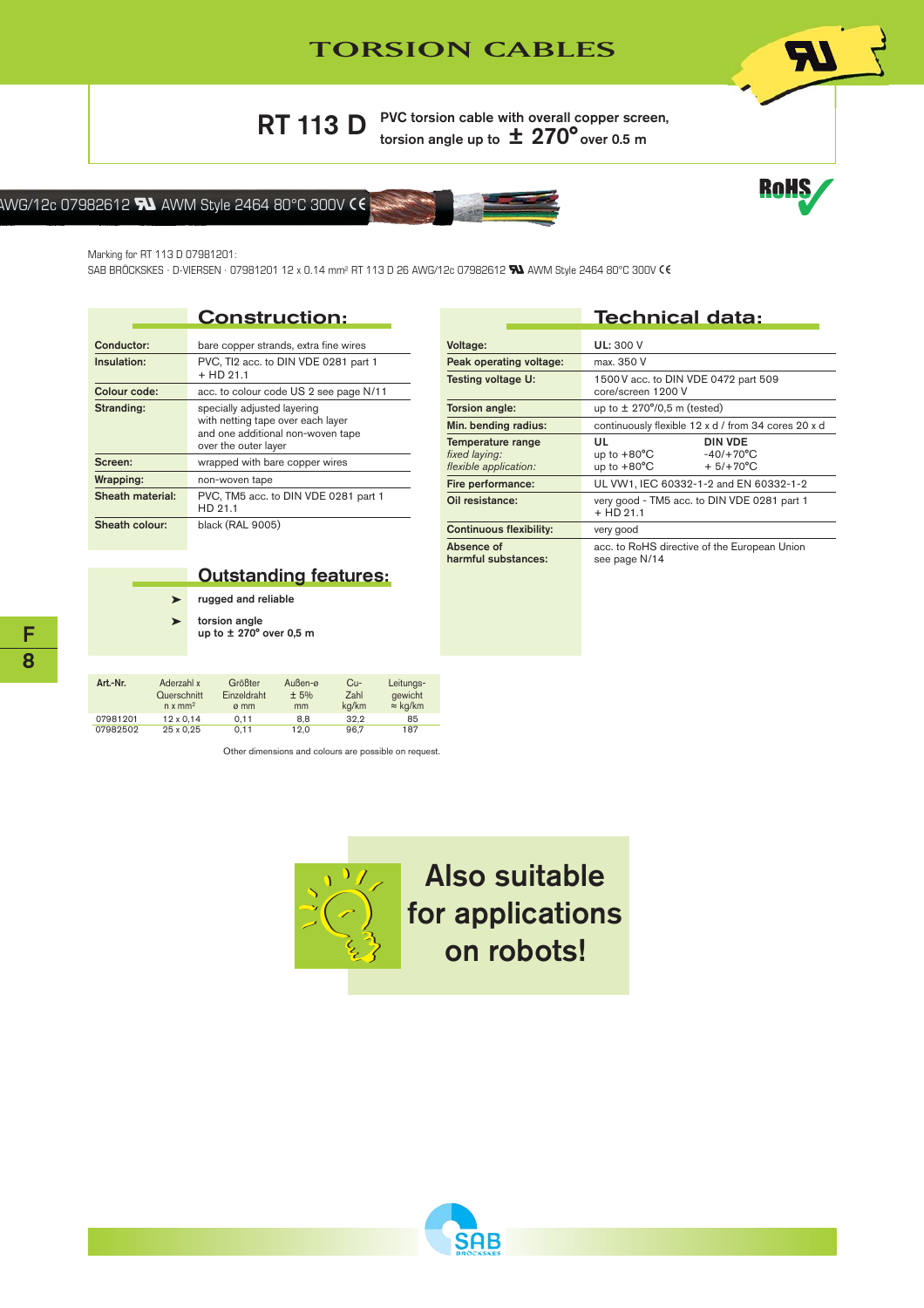# TORSION CABLES

## RT 113 D

PVC torsion cable with overall copper screen, torsion angle up to ± 270° over 0.5 m

Marking for RT 113 D 07981201:
SAB BRÖCKSKES · D-VIERSEN · 07981201 12 x 0.14 mm² RT 113 D 26 AWG/12c 07982612 AWM Style 2464 80°C 300V CE

### Construction:

| | |
|---|---|
| **Conductor:** | bare copper strands, extra fine wires |
| **Insulation:** | PVC, TI2 acc. to DIN VDE 0281 part 1 + HD 21.1 |
| **Colour code:** | acc. to colour code US 2 see page N/11 |
| **Stranding:** | specially adjusted layering with netting tape over each layer and one additional non-woven tape over the outer layer |
| **Screen:** | wrapped with bare copper wires |
| **Wrapping:** | non-woven tape |
| **Sheath material:** | PVC, TM5 acc. to DIN VDE 0281 part 1 HD 21.1 |
| **Sheath colour:** | black (RAL 9005) |

### Outstanding features:

- rugged and reliable
- torsion angle up to ± 270° over 0,5 m

### Technical data:

| | |
|---|---|
| **Voltage:** | **UL:** 300 V |
| **Peak operating voltage:** | max. 350 V |
| **Testing voltage U:** | 1500 V acc. to DIN VDE 0472 part 509 core/screen 1200 V |
| **Torsion angle:** | up to ± 270°/0,5 m (tested) |
| **Min. bending radius:** | continuously flexible 12 x d / from 34 cores 20 x d |
| **Temperature range** *fixed laying:* *flexible application:* | **UL** up to +80°C, up to +80°C; **DIN VDE** -40/+70°C, + 5/+70°C |
| **Fire performance:** | UL VW1, IEC 60332-1-2 and EN 60332-1-2 |
| **Oil resistance:** | very good - TM5 acc. to DIN VDE 0281 part 1 + HD 21.1 |
| **Continuous flexibility:** | very good |
| **Absence of harmful substances:** | acc. to RoHS directive of the European Union see page N/14 |

| Art.-Nr. | Aderzahl x Querschnitt n x mm² | Größter Einzeldraht ø mm | Außen-ø ± 5% mm | Cu-Zahl kg/km | Leitungs-gewicht ≈ kg/km |
|---|---|---|---|---|---|
| 07981201 | 12 x 0,14 | 0,11 | 8,8 | 32,2 | 85 |
| 07982502 | 25 x 0,25 | 0,11 | 12,0 | 96,7 | 187 |

Other dimensions and colours are possible on request.

**Also suitable for applications on robots!**